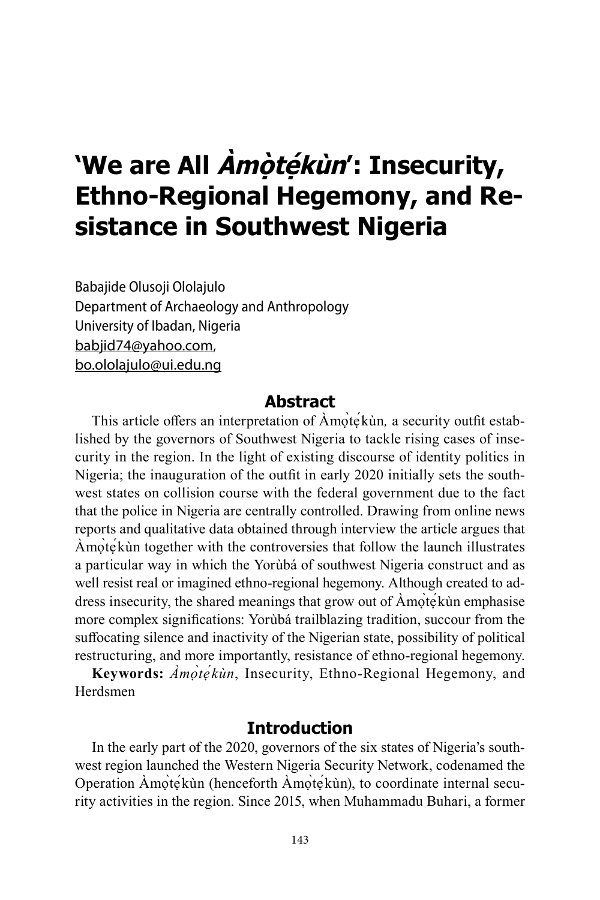# 'We are All *Àmọ̀tẹ́kùn*': Insecurity, Ethno-Regional Hegemony, and Resistance in Southwest Nigeria

Babajide Olusoji Ololajulo
Department of Archaeology and Anthropology
University of Ibadan, Nigeria
babjid74@yahoo.com,
bo.ololajulo@ui.edu.ng

## Abstract

This article offers an interpretation of Àmọ̀tẹ́kùn, a security outfit established by the governors of Southwest Nigeria to tackle rising cases of insecurity in the region. In the light of existing discourse of identity politics in Nigeria; the inauguration of the outfit in early 2020 initially sets the southwest states on collision course with the federal government due to the fact that the police in Nigeria are centrally controlled. Drawing from online news reports and qualitative data obtained through interview the article argues that Àmọ̀tẹ́kùn together with the controversies that follow the launch illustrates a particular way in which the Yorùbá of southwest Nigeria construct and as well resist real or imagined ethno-regional hegemony. Although created to address insecurity, the shared meanings that grow out of Àmọ̀tẹ́kùn emphasise more complex significations: Yorùbá trailblazing tradition, succour from the suffocating silence and inactivity of the Nigerian state, possibility of political restructuring, and more importantly, resistance of ethno-regional hegemony.

**Keywords:** *Àmọ̀tẹ́kùn*, Insecurity, Ethno-Regional Hegemony, and Herdsmen

## Introduction

In the early part of the 2020, governors of the six states of Nigeria's southwest region launched the Western Nigeria Security Network, codenamed the Operation Àmọ̀tẹ́kùn (henceforth Àmọ̀tẹ́kùn), to coordinate internal security activities in the region. Since 2015, when Muhammadu Buhari, a former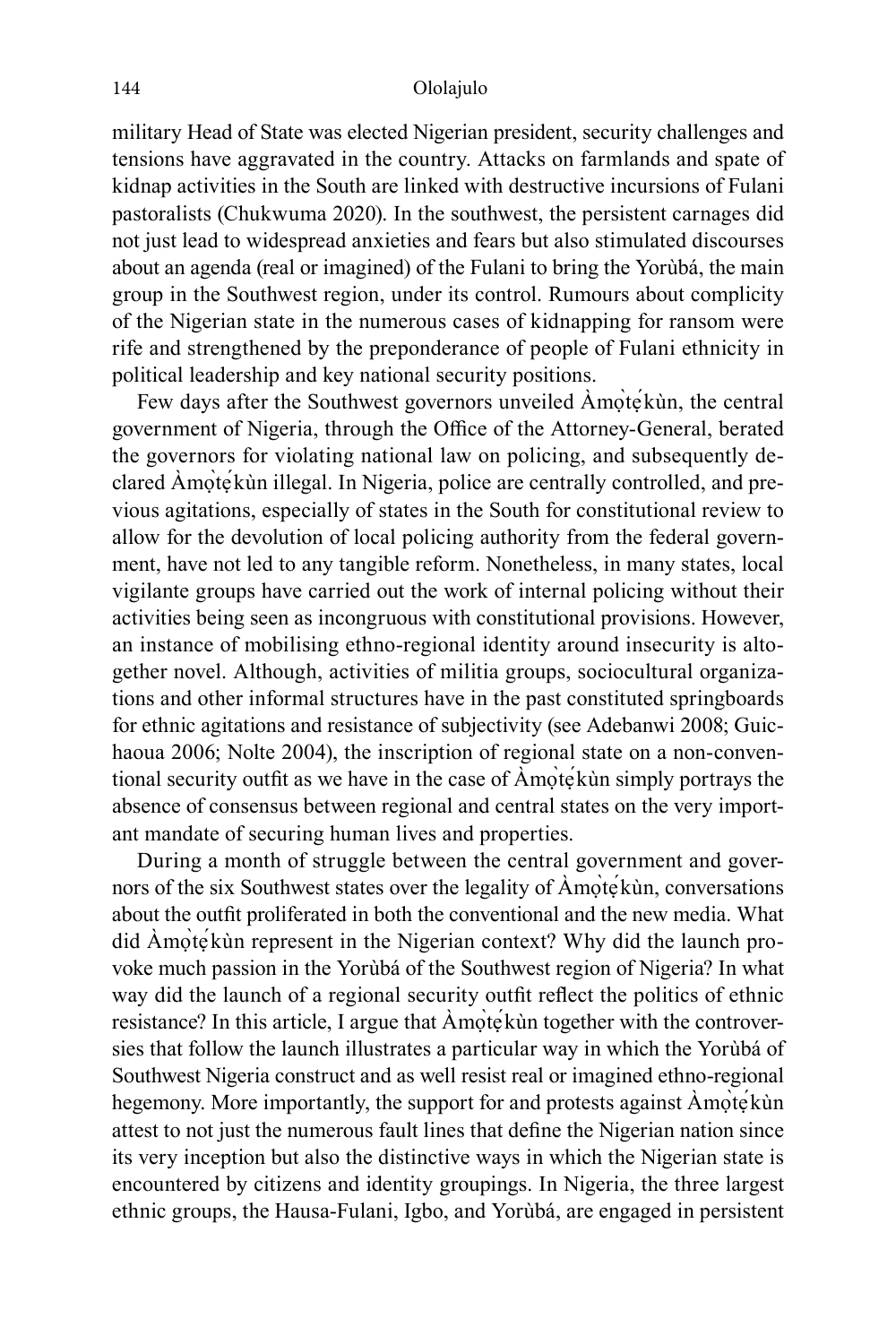military Head of State was elected Nigerian president, security challenges and tensions have aggravated in the country. Attacks on farmlands and spate of kidnap activities in the South are linked with destructive incursions of Fulani pastoralists (Chukwuma 2020). In the southwest, the persistent carnages did not just lead to widespread anxieties and fears but also stimulated discourses about an agenda (real or imagined) of the Fulani to bring the Yorùbá, the main group in the Southwest region, under its control. Rumours about complicity of the Nigerian state in the numerous cases of kidnapping for ransom were rife and strengthened by the preponderance of people of Fulani ethnicity in political leadership and key national security positions.

Few days after the Southwest governors unveiled Àmọ̀tẹ́kùn, the central government of Nigeria, through the Office of the Attorney-General, berated the governors for violating national law on policing, and subsequently declared Àmọ̀tẹ́kùn illegal. In Nigeria, police are centrally controlled, and previous agitations, especially of states in the South for constitutional review to allow for the devolution of local policing authority from the federal government, have not led to any tangible reform. Nonetheless, in many states, local vigilante groups have carried out the work of internal policing without their activities being seen as incongruous with constitutional provisions. However, an instance of mobilising ethno-regional identity around insecurity is altogether novel. Although, activities of militia groups, sociocultural organizations and other informal structures have in the past constituted springboards for ethnic agitations and resistance of subjectivity (see Adebanwi 2008; Guichaoua 2006; Nolte 2004), the inscription of regional state on a non-conventional security outfit as we have in the case of Àmọ̀tẹ́kùn simply portrays the absence of consensus between regional and central states on the very important mandate of securing human lives and properties.

During a month of struggle between the central government and governors of the six Southwest states over the legality of Àmọ̀tẹ́kùn, conversations about the outfit proliferated in both the conventional and the new media. What did Àmọ̀tẹ́kùn represent in the Nigerian context? Why did the launch provoke much passion in the Yorùbá of the Southwest region of Nigeria? In what way did the launch of a regional security outfit reflect the politics of ethnic resistance? In this article, I argue that Àmọ̀tẹ́kùn together with the controversies that follow the launch illustrates a particular way in which the Yorùbá of Southwest Nigeria construct and as well resist real or imagined ethno-regional hegemony. More importantly, the support for and protests against Àmọ̀tẹ́kùn attest to not just the numerous fault lines that define the Nigerian nation since its very inception but also the distinctive ways in which the Nigerian state is encountered by citizens and identity groupings. In Nigeria, the three largest ethnic groups, the Hausa-Fulani, Igbo, and Yorùbá, are engaged in persistent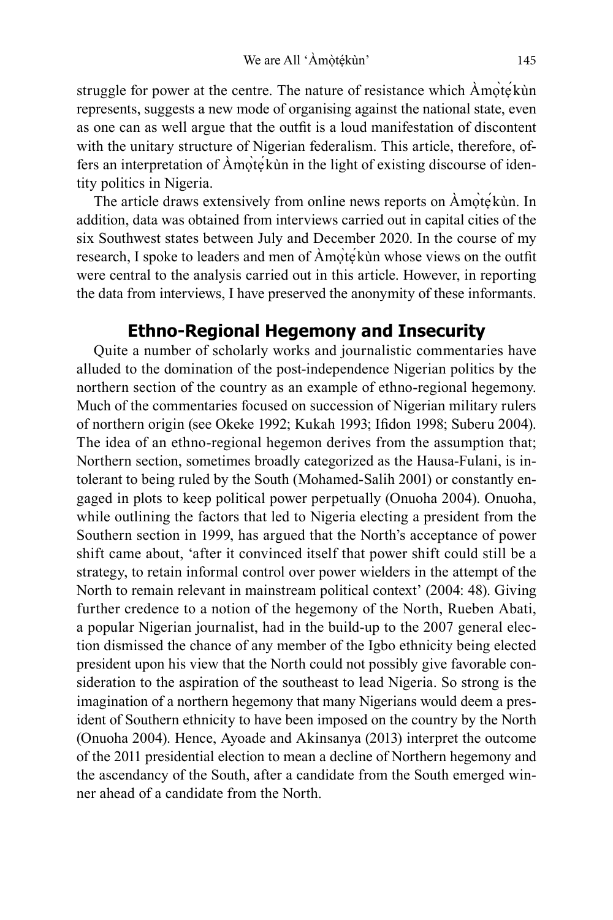struggle for power at the centre. The nature of resistance which Àmọ̀tẹ́kùn represents, suggests a new mode of organising against the national state, even as one can as well argue that the outfit is a loud manifestation of discontent with the unitary structure of Nigerian federalism. This article, therefore, offers an interpretation of Àmọ̀tẹ́kùn in the light of existing discourse of identity politics in Nigeria.

The article draws extensively from online news reports on Àmọ̀tẹ́kùn. In addition, data was obtained from interviews carried out in capital cities of the six Southwest states between July and December 2020. In the course of my research, I spoke to leaders and men of Àmọ̀tẹ́kùn whose views on the outfit were central to the analysis carried out in this article. However, in reporting the data from interviews, I have preserved the anonymity of these informants.

## Ethno-Regional Hegemony and Insecurity

Quite a number of scholarly works and journalistic commentaries have alluded to the domination of the post-independence Nigerian politics by the northern section of the country as an example of ethno-regional hegemony. Much of the commentaries focused on succession of Nigerian military rulers of northern origin (see Okeke 1992; Kukah 1993; Ifidon 1998; Suberu 2004). The idea of an ethno-regional hegemon derives from the assumption that; Northern section, sometimes broadly categorized as the Hausa-Fulani, is intolerant to being ruled by the South (Mohamed-Salih 2001) or constantly engaged in plots to keep political power perpetually (Onuoha 2004). Onuoha, while outlining the factors that led to Nigeria electing a president from the Southern section in 1999, has argued that the North's acceptance of power shift came about, 'after it convinced itself that power shift could still be a strategy, to retain informal control over power wielders in the attempt of the North to remain relevant in mainstream political context' (2004: 48). Giving further credence to a notion of the hegemony of the North, Rueben Abati, a popular Nigerian journalist, had in the build-up to the 2007 general election dismissed the chance of any member of the Igbo ethnicity being elected president upon his view that the North could not possibly give favorable consideration to the aspiration of the southeast to lead Nigeria. So strong is the imagination of a northern hegemony that many Nigerians would deem a president of Southern ethnicity to have been imposed on the country by the North (Onuoha 2004). Hence, Ayoade and Akinsanya (2013) interpret the outcome of the 2011 presidential election to mean a decline of Northern hegemony and the ascendancy of the South, after a candidate from the South emerged winner ahead of a candidate from the North.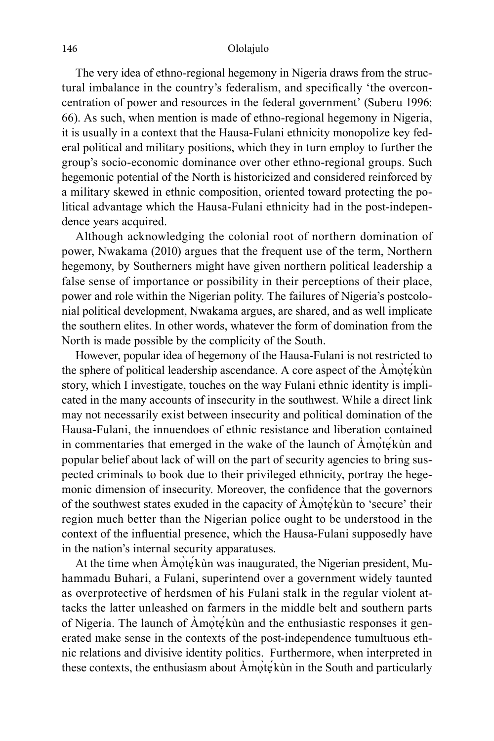The very idea of ethno-regional hegemony in Nigeria draws from the structural imbalance in the country's federalism, and specifically 'the overconcentration of power and resources in the federal government' (Suberu 1996: 66). As such, when mention is made of ethno-regional hegemony in Nigeria, it is usually in a context that the Hausa-Fulani ethnicity monopolize key federal political and military positions, which they in turn employ to further the group's socio-economic dominance over other ethno-regional groups. Such hegemonic potential of the North is historicized and considered reinforced by a military skewed in ethnic composition, oriented toward protecting the political advantage which the Hausa-Fulani ethnicity had in the post-independence years acquired.

Although acknowledging the colonial root of northern domination of power, Nwakama (2010) argues that the frequent use of the term, Northern hegemony, by Southerners might have given northern political leadership a false sense of importance or possibility in their perceptions of their place, power and role within the Nigerian polity. The failures of Nigeria's postcolonial political development, Nwakama argues, are shared, and as well implicate the southern elites. In other words, whatever the form of domination from the North is made possible by the complicity of the South.

However, popular idea of hegemony of the Hausa-Fulani is not restricted to the sphere of political leadership ascendance. A core aspect of the Àmọ̀tẹ́kùn story, which I investigate, touches on the way Fulani ethnic identity is implicated in the many accounts of insecurity in the southwest. While a direct link may not necessarily exist between insecurity and political domination of the Hausa-Fulani, the innuendoes of ethnic resistance and liberation contained in commentaries that emerged in the wake of the launch of Àmọ̀tẹ́kùn and popular belief about lack of will on the part of security agencies to bring suspected criminals to book due to their privileged ethnicity, portray the hegemonic dimension of insecurity. Moreover, the confidence that the governors of the southwest states exuded in the capacity of Àmọ̀tẹ́kùn to 'secure' their region much better than the Nigerian police ought to be understood in the context of the influential presence, which the Hausa-Fulani supposedly have in the nation's internal security apparatuses.

At the time when Àmọ̀tẹ́kùn was inaugurated, the Nigerian president, Muhammadu Buhari, a Fulani, superintend over a government widely taunted as overprotective of herdsmen of his Fulani stalk in the regular violent attacks the latter unleashed on farmers in the middle belt and southern parts of Nigeria. The launch of Àmọ̀tẹ́kùn and the enthusiastic responses it generated make sense in the contexts of the post-independence tumultuous ethnic relations and divisive identity politics. Furthermore, when interpreted in these contexts, the enthusiasm about Àmọ̀tẹ́kùn in the South and particularly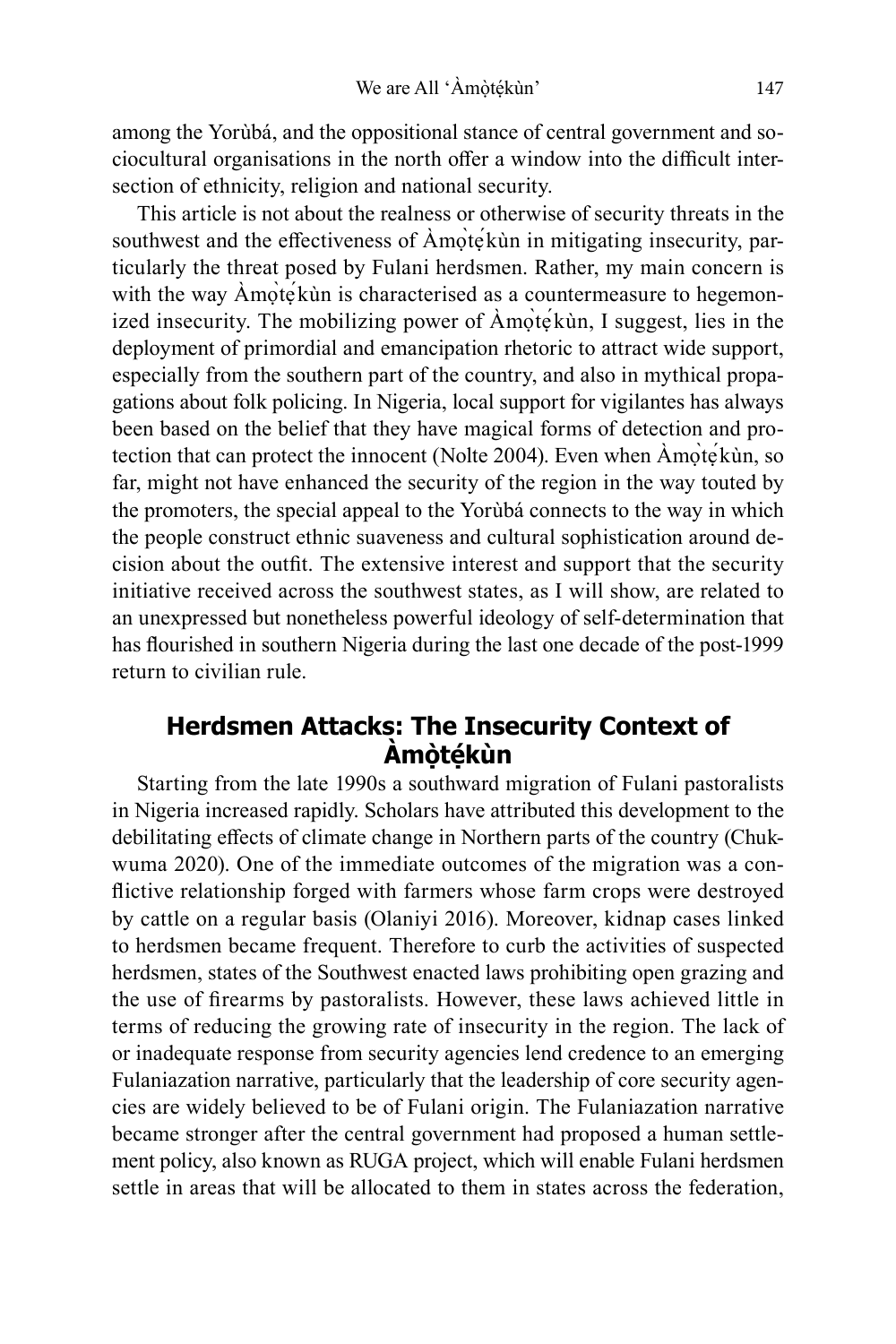among the Yorùbá, and the oppositional stance of central government and sociocultural organisations in the north offer a window into the difficult intersection of ethnicity, religion and national security.

This article is not about the realness or otherwise of security threats in the southwest and the effectiveness of Àmọ̀tẹ́kùn in mitigating insecurity, particularly the threat posed by Fulani herdsmen. Rather, my main concern is with the way Àmọ̀tẹ́kùn is characterised as a countermeasure to hegemonized insecurity. The mobilizing power of Àmọ̀tẹ́kùn, I suggest, lies in the deployment of primordial and emancipation rhetoric to attract wide support, especially from the southern part of the country, and also in mythical propagations about folk policing. In Nigeria, local support for vigilantes has always been based on the belief that they have magical forms of detection and protection that can protect the innocent (Nolte 2004). Even when Àmọ̀tẹ́kùn, so far, might not have enhanced the security of the region in the way touted by the promoters, the special appeal to the Yorùbá connects to the way in which the people construct ethnic suaveness and cultural sophistication around decision about the outfit. The extensive interest and support that the security initiative received across the southwest states, as I will show, are related to an unexpressed but nonetheless powerful ideology of self-determination that has flourished in southern Nigeria during the last one decade of the post-1999 return to civilian rule.

## Herdsmen Attacks: The Insecurity Context of Àmọ̀tẹ́kùn

Starting from the late 1990s a southward migration of Fulani pastoralists in Nigeria increased rapidly. Scholars have attributed this development to the debilitating effects of climate change in Northern parts of the country (Chukwuma 2020). One of the immediate outcomes of the migration was a conflictive relationship forged with farmers whose farm crops were destroyed by cattle on a regular basis (Olaniyi 2016). Moreover, kidnap cases linked to herdsmen became frequent. Therefore to curb the activities of suspected herdsmen, states of the Southwest enacted laws prohibiting open grazing and the use of firearms by pastoralists. However, these laws achieved little in terms of reducing the growing rate of insecurity in the region. The lack of or inadequate response from security agencies lend credence to an emerging Fulaniazation narrative, particularly that the leadership of core security agencies are widely believed to be of Fulani origin. The Fulaniazation narrative became stronger after the central government had proposed a human settlement policy, also known as RUGA project, which will enable Fulani herdsmen settle in areas that will be allocated to them in states across the federation,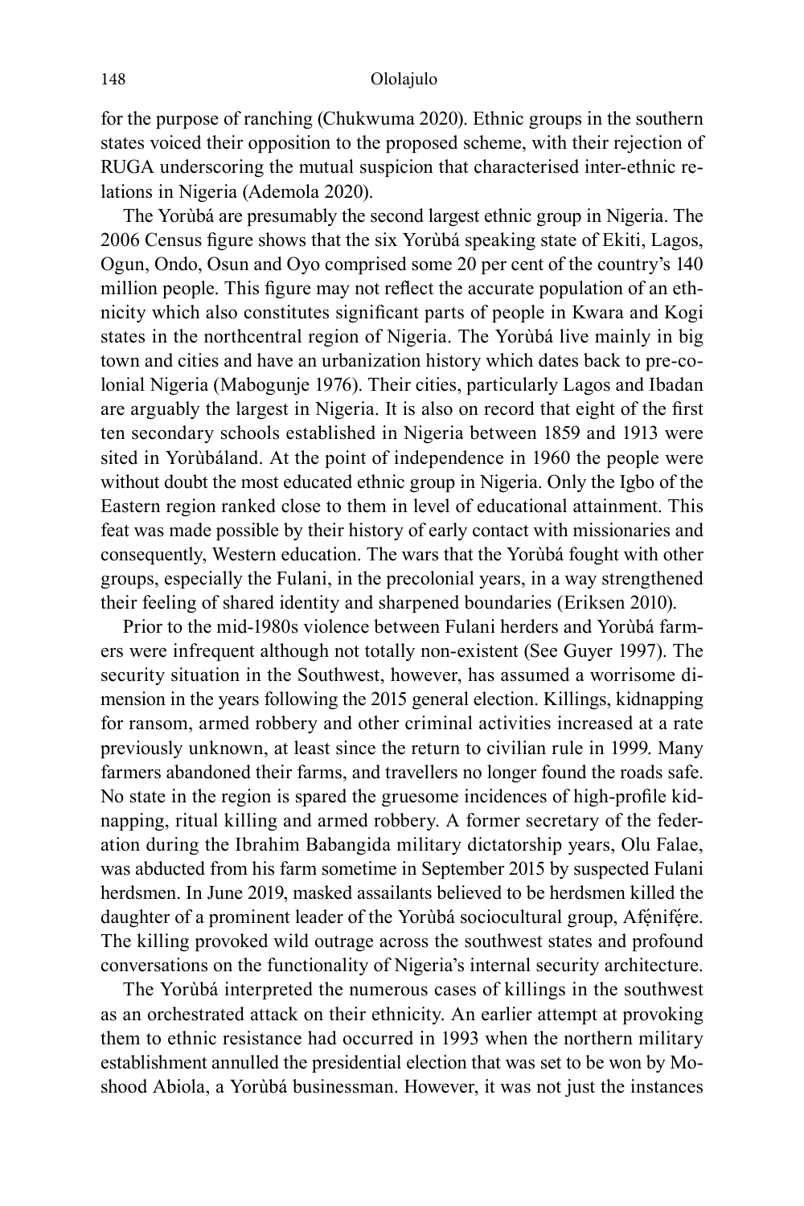for the purpose of ranching (Chukwuma 2020). Ethnic groups in the southern states voiced their opposition to the proposed scheme, with their rejection of RUGA underscoring the mutual suspicion that characterised inter-ethnic relations in Nigeria (Ademola 2020).

The Yorùbá are presumably the second largest ethnic group in Nigeria. The 2006 Census figure shows that the six Yorùbá speaking state of Ekiti, Lagos, Ogun, Ondo, Osun and Oyo comprised some 20 per cent of the country's 140 million people. This figure may not reflect the accurate population of an ethnicity which also constitutes significant parts of people in Kwara and Kogi states in the northcentral region of Nigeria. The Yorùbá live mainly in big town and cities and have an urbanization history which dates back to pre-colonial Nigeria (Mabogunje 1976). Their cities, particularly Lagos and Ibadan are arguably the largest in Nigeria. It is also on record that eight of the first ten secondary schools established in Nigeria between 1859 and 1913 were sited in Yorùbáland. At the point of independence in 1960 the people were without doubt the most educated ethnic group in Nigeria. Only the Igbo of the Eastern region ranked close to them in level of educational attainment. This feat was made possible by their history of early contact with missionaries and consequently, Western education. The wars that the Yorùbá fought with other groups, especially the Fulani, in the precolonial years, in a way strengthened their feeling of shared identity and sharpened boundaries (Eriksen 2010).

Prior to the mid-1980s violence between Fulani herders and Yorùbá farmers were infrequent although not totally non-existent (See Guyer 1997). The security situation in the Southwest, however, has assumed a worrisome dimension in the years following the 2015 general election. Killings, kidnapping for ransom, armed robbery and other criminal activities increased at a rate previously unknown, at least since the return to civilian rule in 1999. Many farmers abandoned their farms, and travellers no longer found the roads safe. No state in the region is spared the gruesome incidences of high-profile kidnapping, ritual killing and armed robbery. A former secretary of the federation during the Ibrahim Babangida military dictatorship years, Olu Falae, was abducted from his farm sometime in September 2015 by suspected Fulani herdsmen. In June 2019, masked assailants believed to be herdsmen killed the daughter of a prominent leader of the Yorùbá sociocultural group, Afẹ́nifẹ́re. The killing provoked wild outrage across the southwest states and profound conversations on the functionality of Nigeria's internal security architecture.

The Yorùbá interpreted the numerous cases of killings in the southwest as an orchestrated attack on their ethnicity. An earlier attempt at provoking them to ethnic resistance had occurred in 1993 when the northern military establishment annulled the presidential election that was set to be won by Moshood Abiola, a Yorùbá businessman. However, it was not just the instances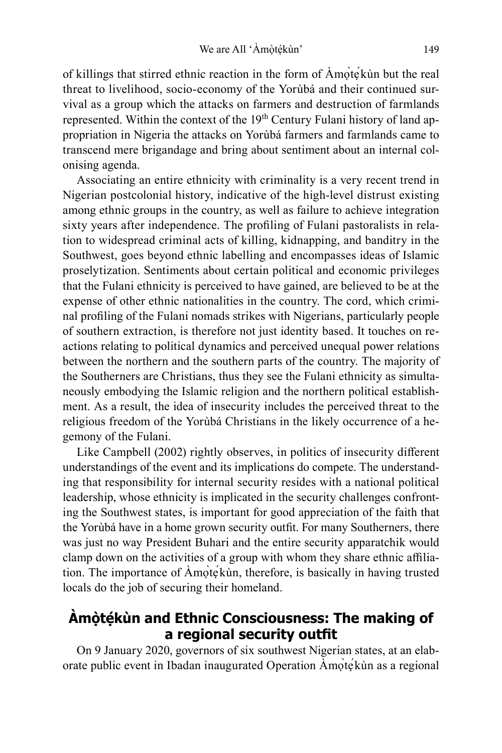of killings that stirred ethnic reaction in the form of Àmọ̀tẹ́kùn but the real threat to livelihood, socio-economy of the Yorùbá and their continued survival as a group which the attacks on farmers and destruction of farmlands represented. Within the context of the 19th Century Fulani history of land appropriation in Nigeria the attacks on Yorùbá farmers and farmlands came to transcend mere brigandage and bring about sentiment about an internal colonising agenda.

Associating an entire ethnicity with criminality is a very recent trend in Nigerian postcolonial history, indicative of the high-level distrust existing among ethnic groups in the country, as well as failure to achieve integration sixty years after independence. The profiling of Fulani pastoralists in relation to widespread criminal acts of killing, kidnapping, and banditry in the Southwest, goes beyond ethnic labelling and encompasses ideas of Islamic proselytization. Sentiments about certain political and economic privileges that the Fulani ethnicity is perceived to have gained, are believed to be at the expense of other ethnic nationalities in the country. The cord, which criminal profiling of the Fulani nomads strikes with Nigerians, particularly people of southern extraction, is therefore not just identity based. It touches on reactions relating to political dynamics and perceived unequal power relations between the northern and the southern parts of the country. The majority of the Southerners are Christians, thus they see the Fulani ethnicity as simultaneously embodying the Islamic religion and the northern political establishment. As a result, the idea of insecurity includes the perceived threat to the religious freedom of the Yorùbá Christians in the likely occurrence of a hegemony of the Fulani.

Like Campbell (2002) rightly observes, in politics of insecurity different understandings of the event and its implications do compete. The understanding that responsibility for internal security resides with a national political leadership, whose ethnicity is implicated in the security challenges confronting the Southwest states, is important for good appreciation of the faith that the Yorùbá have in a home grown security outfit. For many Southerners, there was just no way President Buhari and the entire security apparatchik would clamp down on the activities of a group with whom they share ethnic affiliation. The importance of Àmọ̀tẹ́kùn, therefore, is basically in having trusted locals do the job of securing their homeland.

## Àmọ̀tẹ́kùn and Ethnic Consciousness: The making of a regional security outfit

On 9 January 2020, governors of six southwest Nigerian states, at an elaborate public event in Ibadan inaugurated Operation Àmọ̀tẹ́kùn as a regional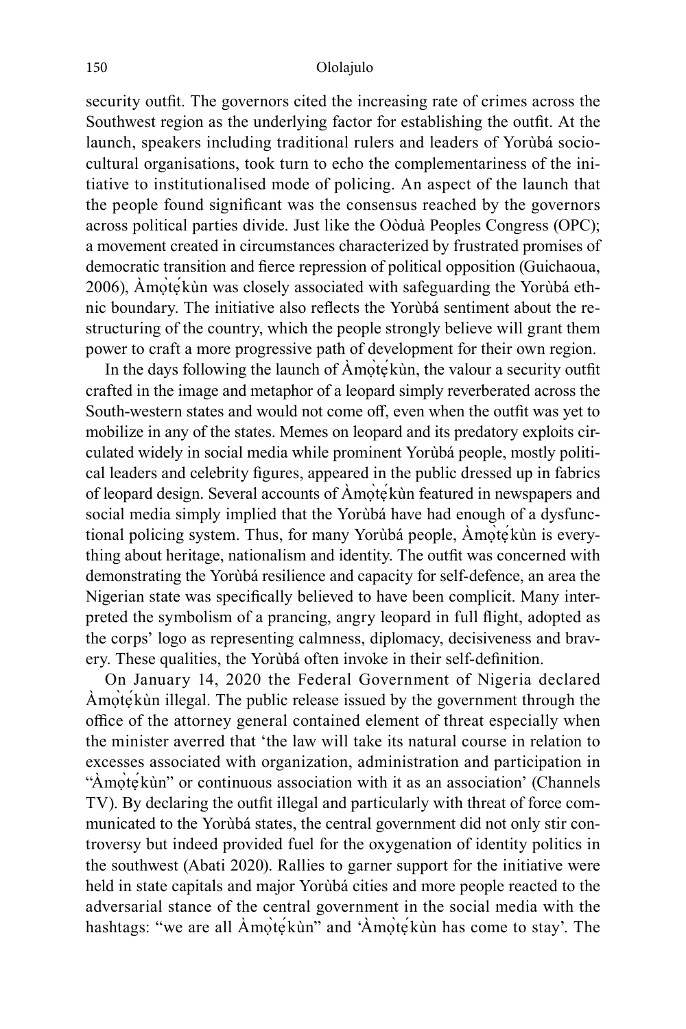security outfit. The governors cited the increasing rate of crimes across the Southwest region as the underlying factor for establishing the outfit. At the launch, speakers including traditional rulers and leaders of Yorùbá socio-cultural organisations, took turn to echo the complementariness of the initiative to institutionalised mode of policing. An aspect of the launch that the people found significant was the consensus reached by the governors across political parties divide. Just like the Oòduà Peoples Congress (OPC); a movement created in circumstances characterized by frustrated promises of democratic transition and fierce repression of political opposition (Guichaoua, 2006), Àmọ̀tẹ́kùn was closely associated with safeguarding the Yorùbá ethnic boundary. The initiative also reflects the Yorùbá sentiment about the restructuring of the country, which the people strongly believe will grant them power to craft a more progressive path of development for their own region.

In the days following the launch of Àmọ̀tẹ́kùn, the valour a security outfit crafted in the image and metaphor of a leopard simply reverberated across the South-western states and would not come off, even when the outfit was yet to mobilize in any of the states. Memes on leopard and its predatory exploits circulated widely in social media while prominent Yorùbá people, mostly political leaders and celebrity figures, appeared in the public dressed up in fabrics of leopard design. Several accounts of Àmọ̀tẹ́kùn featured in newspapers and social media simply implied that the Yorùbá have had enough of a dysfunctional policing system. Thus, for many Yorùbá people, Àmọ̀tẹ́kùn is everything about heritage, nationalism and identity. The outfit was concerned with demonstrating the Yorùbá resilience and capacity for self-defence, an area the Nigerian state was specifically believed to have been complicit. Many interpreted the symbolism of a prancing, angry leopard in full flight, adopted as the corps' logo as representing calmness, diplomacy, decisiveness and bravery. These qualities, the Yorùbá often invoke in their self-definition.

On January 14, 2020 the Federal Government of Nigeria declared Àmọ̀tẹ́kùn illegal. The public release issued by the government through the office of the attorney general contained element of threat especially when the minister averred that 'the law will take its natural course in relation to excesses associated with organization, administration and participation in "Àmọ̀tẹ́kùn" or continuous association with it as an association' (Channels TV). By declaring the outfit illegal and particularly with threat of force communicated to the Yorùbá states, the central government did not only stir controversy but indeed provided fuel for the oxygenation of identity politics in the southwest (Abati 2020). Rallies to garner support for the initiative were held in state capitals and major Yorùbá cities and more people reacted to the adversarial stance of the central government in the social media with the hashtags: "we are all Àmọ̀tẹ́kùn" and 'Àmọ̀tẹ́kùn has come to stay'. The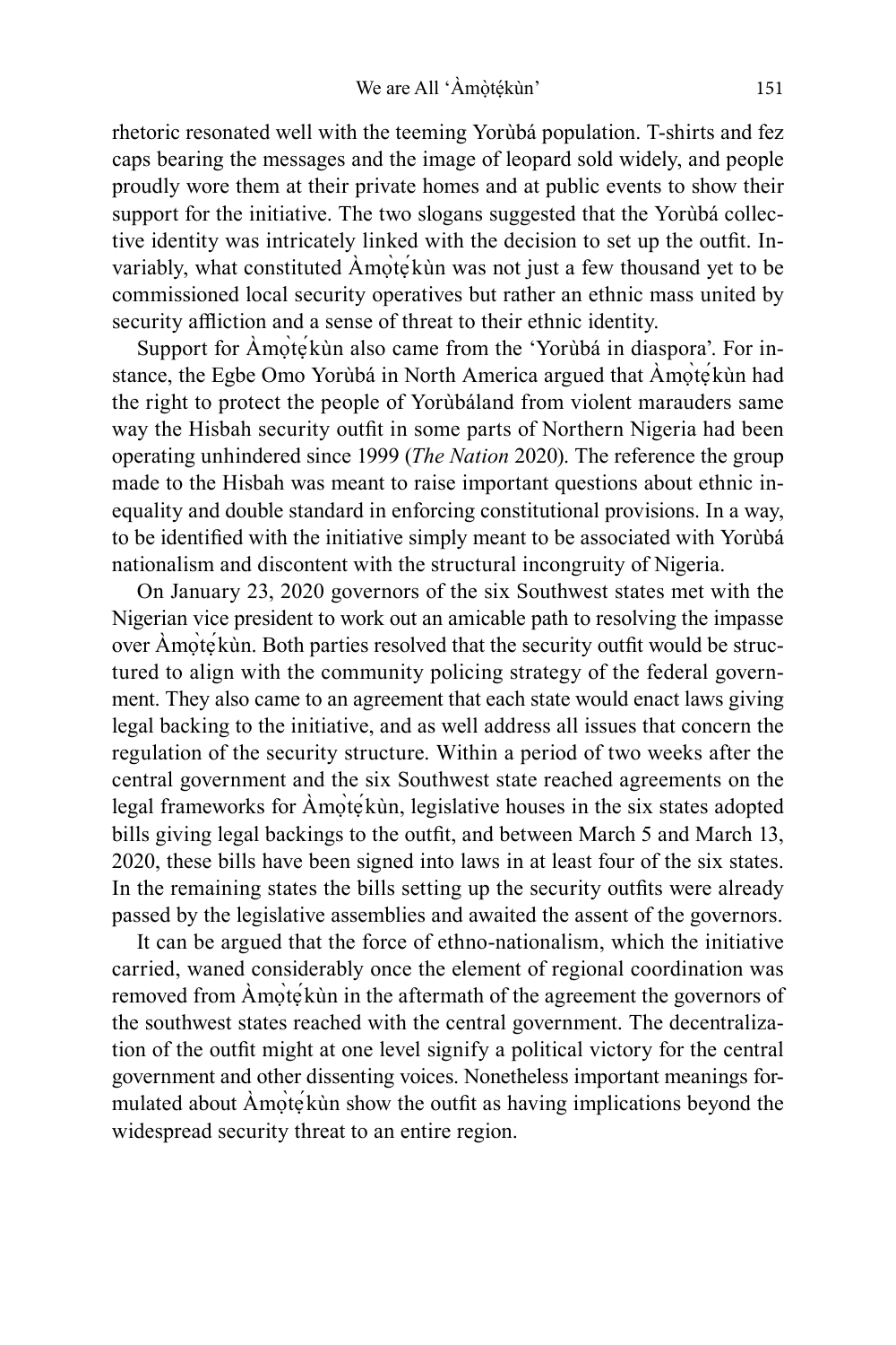rhetoric resonated well with the teeming Yorùbá population. T-shirts and fez caps bearing the messages and the image of leopard sold widely, and people proudly wore them at their private homes and at public events to show their support for the initiative. The two slogans suggested that the Yorùbá collective identity was intricately linked with the decision to set up the outfit. Invariably, what constituted Àmọ̀tẹ́kùn was not just a few thousand yet to be commissioned local security operatives but rather an ethnic mass united by security affliction and a sense of threat to their ethnic identity.

Support for Àmọ̀tẹ́kùn also came from the 'Yorùbá in diaspora'. For instance, the Egbe Omo Yorùbá in North America argued that Àmọ̀tẹ́kùn had the right to protect the people of Yorùbáland from violent marauders same way the Hisbah security outfit in some parts of Northern Nigeria had been operating unhindered since 1999 (*The Nation* 2020). The reference the group made to the Hisbah was meant to raise important questions about ethnic inequality and double standard in enforcing constitutional provisions. In a way, to be identified with the initiative simply meant to be associated with Yorùbá nationalism and discontent with the structural incongruity of Nigeria.

On January 23, 2020 governors of the six Southwest states met with the Nigerian vice president to work out an amicable path to resolving the impasse over Àmọ̀tẹ́kùn. Both parties resolved that the security outfit would be structured to align with the community policing strategy of the federal government. They also came to an agreement that each state would enact laws giving legal backing to the initiative, and as well address all issues that concern the regulation of the security structure. Within a period of two weeks after the central government and the six Southwest state reached agreements on the legal frameworks for Àmọ̀tẹ́kùn, legislative houses in the six states adopted bills giving legal backings to the outfit, and between March 5 and March 13, 2020, these bills have been signed into laws in at least four of the six states. In the remaining states the bills setting up the security outfits were already passed by the legislative assemblies and awaited the assent of the governors.

It can be argued that the force of ethno-nationalism, which the initiative carried, waned considerably once the element of regional coordination was removed from Àmọ̀tẹ́kùn in the aftermath of the agreement the governors of the southwest states reached with the central government. The decentralization of the outfit might at one level signify a political victory for the central government and other dissenting voices. Nonetheless important meanings formulated about Àmọ̀tẹ́kùn show the outfit as having implications beyond the widespread security threat to an entire region.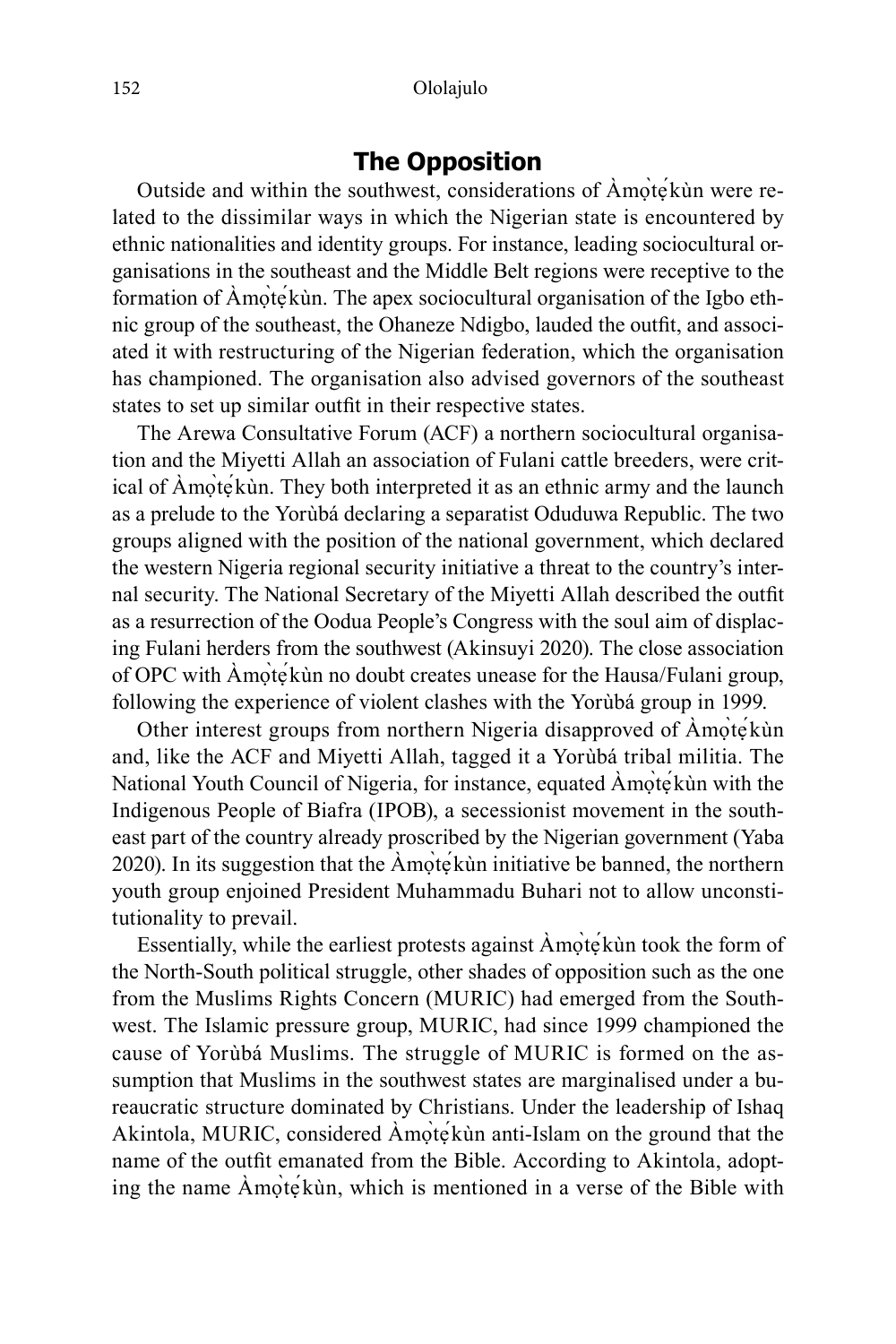## The Opposition

Outside and within the southwest, considerations of Àmọ̀tẹ́kùn were related to the dissimilar ways in which the Nigerian state is encountered by ethnic nationalities and identity groups. For instance, leading sociocultural organisations in the southeast and the Middle Belt regions were receptive to the formation of Àmọ̀tẹ́kùn. The apex sociocultural organisation of the Igbo ethnic group of the southeast, the Ohaneze Ndigbo, lauded the outfit, and associated it with restructuring of the Nigerian federation, which the organisation has championed. The organisation also advised governors of the southeast states to set up similar outfit in their respective states.

The Arewa Consultative Forum (ACF) a northern sociocultural organisation and the Miyetti Allah an association of Fulani cattle breeders, were critical of Àmọ̀tẹ́kùn. They both interpreted it as an ethnic army and the launch as a prelude to the Yorùbá declaring a separatist Oduduwa Republic. The two groups aligned with the position of the national government, which declared the western Nigeria regional security initiative a threat to the country's internal security. The National Secretary of the Miyetti Allah described the outfit as a resurrection of the Oodua People's Congress with the soul aim of displacing Fulani herders from the southwest (Akinsuyi 2020). The close association of OPC with Àmọ̀tẹ́kùn no doubt creates unease for the Hausa/Fulani group, following the experience of violent clashes with the Yorùbá group in 1999.

Other interest groups from northern Nigeria disapproved of Àmọ̀tẹ́kùn and, like the ACF and Miyetti Allah, tagged it a Yorùbá tribal militia. The National Youth Council of Nigeria, for instance, equated Àmọ̀tẹ́kùn with the Indigenous People of Biafra (IPOB), a secessionist movement in the southeast part of the country already proscribed by the Nigerian government (Yaba 2020). In its suggestion that the Àmọ̀tẹ́kùn initiative be banned, the northern youth group enjoined President Muhammadu Buhari not to allow unconstitutionality to prevail.

Essentially, while the earliest protests against Àmọ̀tẹ́kùn took the form of the North-South political struggle, other shades of opposition such as the one from the Muslims Rights Concern (MURIC) had emerged from the Southwest. The Islamic pressure group, MURIC, had since 1999 championed the cause of Yorùbá Muslims. The struggle of MURIC is formed on the assumption that Muslims in the southwest states are marginalised under a bureaucratic structure dominated by Christians. Under the leadership of Ishaq Akintola, MURIC, considered Àmọ̀tẹ́kùn anti-Islam on the ground that the name of the outfit emanated from the Bible. According to Akintola, adopting the name Àmọ̀tẹ́kùn, which is mentioned in a verse of the Bible with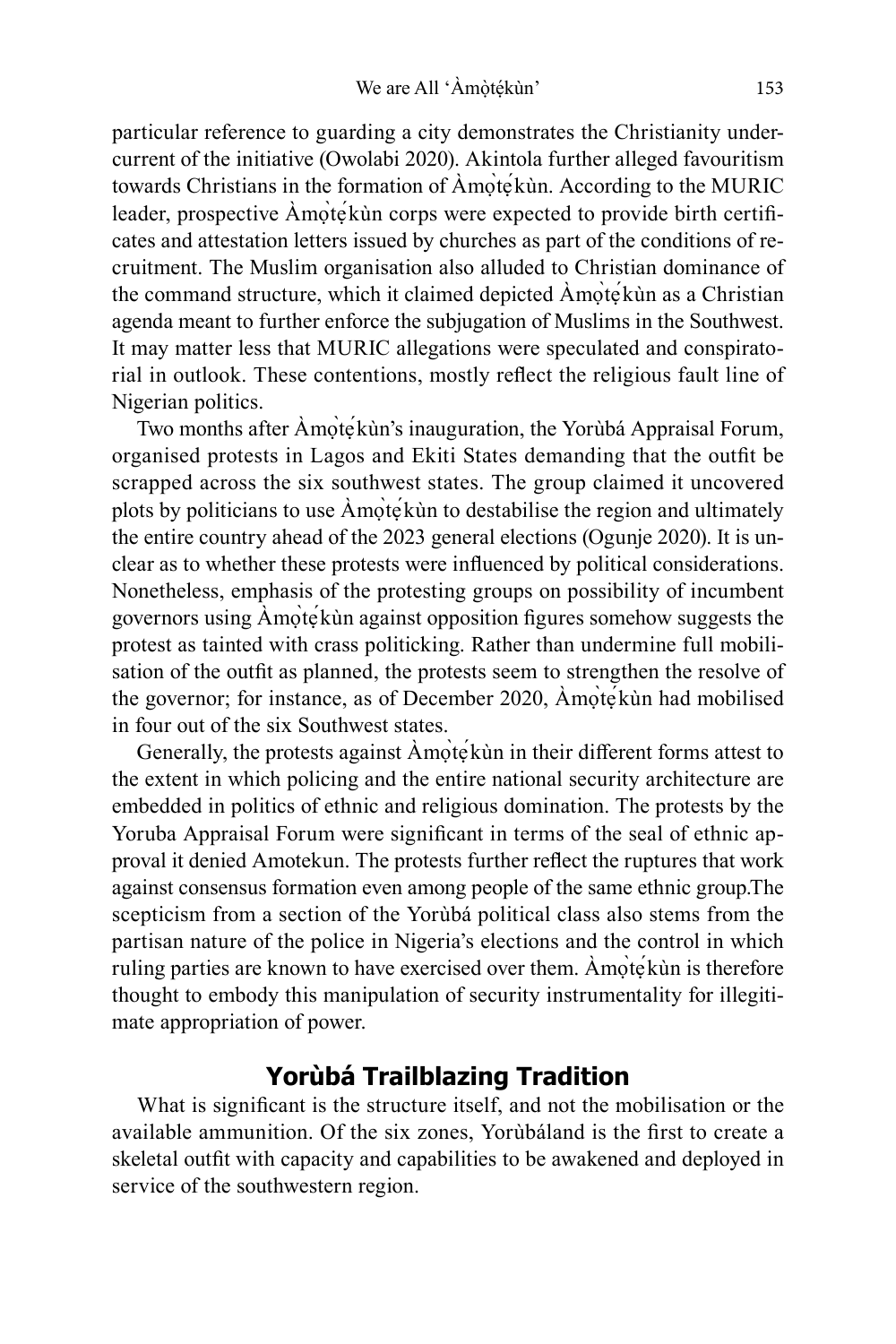particular reference to guarding a city demonstrates the Christianity undercurrent of the initiative (Owolabi 2020). Akintola further alleged favouritism towards Christians in the formation of Àmọ̀tẹ́kùn. According to the MURIC leader, prospective Àmọ̀tẹ́kùn corps were expected to provide birth certificates and attestation letters issued by churches as part of the conditions of recruitment. The Muslim organisation also alluded to Christian dominance of the command structure, which it claimed depicted Àmọ̀tẹ́kùn as a Christian agenda meant to further enforce the subjugation of Muslims in the Southwest. It may matter less that MURIC allegations were speculated and conspiratorial in outlook. These contentions, mostly reflect the religious fault line of Nigerian politics.

Two months after Àmọ̀tẹ́kùn's inauguration, the Yorùbá Appraisal Forum, organised protests in Lagos and Ekiti States demanding that the outfit be scrapped across the six southwest states. The group claimed it uncovered plots by politicians to use Àmọ̀tẹ́kùn to destabilise the region and ultimately the entire country ahead of the 2023 general elections (Ogunje 2020). It is unclear as to whether these protests were influenced by political considerations. Nonetheless, emphasis of the protesting groups on possibility of incumbent governors using Àmọ̀tẹ́kùn against opposition figures somehow suggests the protest as tainted with crass politicking. Rather than undermine full mobilisation of the outfit as planned, the protests seem to strengthen the resolve of the governor; for instance, as of December 2020, Àmọ̀tẹ́kùn had mobilised in four out of the six Southwest states.

Generally, the protests against Àmọ̀tẹ́kùn in their different forms attest to the extent in which policing and the entire national security architecture are embedded in politics of ethnic and religious domination. The protests by the Yoruba Appraisal Forum were significant in terms of the seal of ethnic approval it denied Amotekun. The protests further reflect the ruptures that work against consensus formation even among people of the same ethnic group.The scepticism from a section of the Yorùbá political class also stems from the partisan nature of the police in Nigeria's elections and the control in which ruling parties are known to have exercised over them. Àmọ̀tẹ́kùn is therefore thought to embody this manipulation of security instrumentality for illegitimate appropriation of power.

## Yorùbá Trailblazing Tradition

What is significant is the structure itself, and not the mobilisation or the available ammunition. Of the six zones, Yorùbáland is the first to create a skeletal outfit with capacity and capabilities to be awakened and deployed in service of the southwestern region.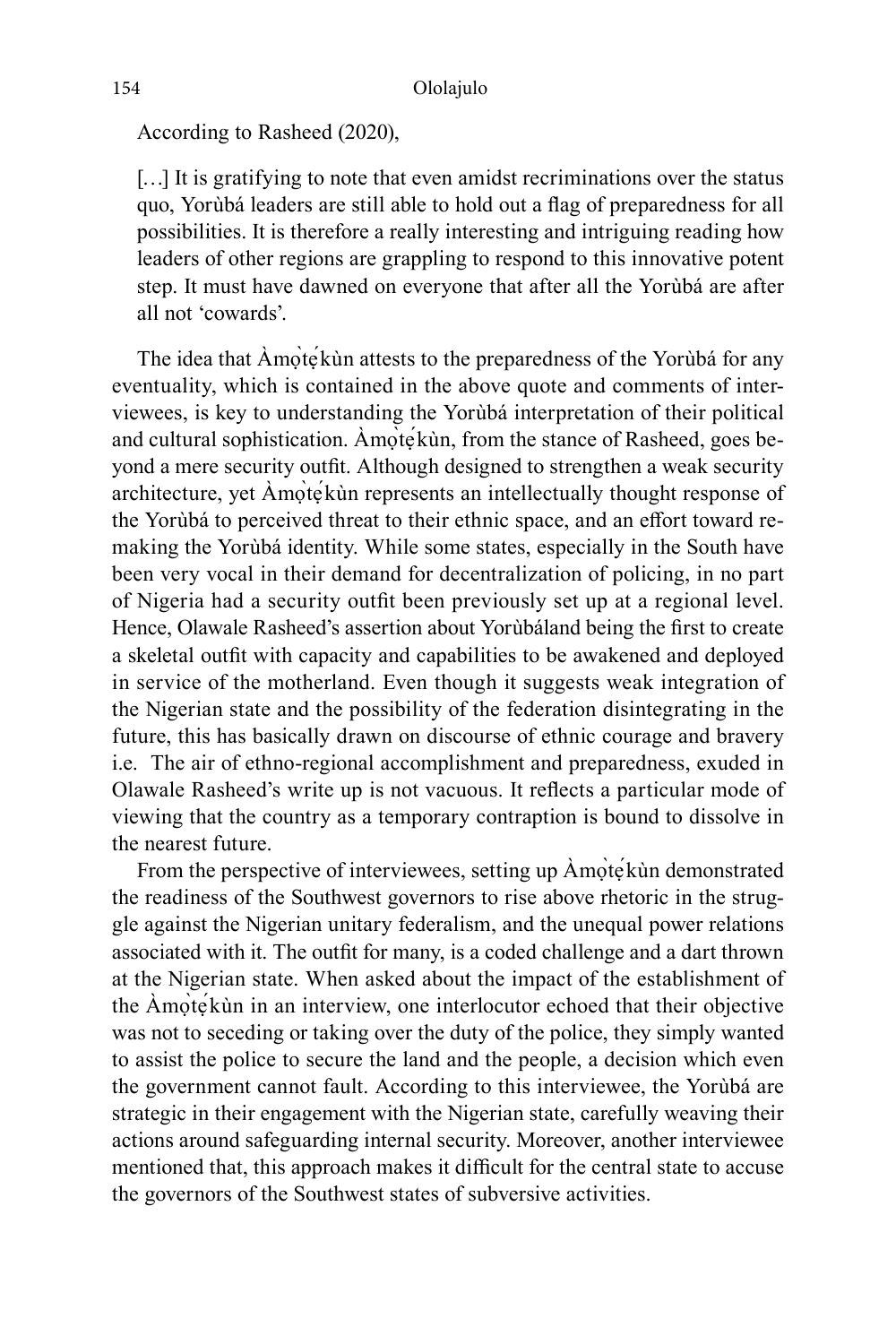According to Rasheed (2020),

> […] It is gratifying to note that even amidst recriminations over the status quo, Yorùbá leaders are still able to hold out a flag of preparedness for all possibilities. It is therefore a really interesting and intriguing reading how leaders of other regions are grappling to respond to this innovative potent step. It must have dawned on everyone that after all the Yorùbá are after all not 'cowards'.

The idea that Àmọ̀tẹ́kùn attests to the preparedness of the Yorùbá for any eventuality, which is contained in the above quote and comments of interviewees, is key to understanding the Yorùbá interpretation of their political and cultural sophistication. Àmọ̀tẹ́kùn, from the stance of Rasheed, goes beyond a mere security outfit. Although designed to strengthen a weak security architecture, yet Àmọ̀tẹ́kùn represents an intellectually thought response of the Yorùbá to perceived threat to their ethnic space, and an effort toward remaking the Yorùbá identity. While some states, especially in the South have been very vocal in their demand for decentralization of policing, in no part of Nigeria had a security outfit been previously set up at a regional level. Hence, Olawale Rasheed's assertion about Yorùbáland being the first to create a skeletal outfit with capacity and capabilities to be awakened and deployed in service of the motherland. Even though it suggests weak integration of the Nigerian state and the possibility of the federation disintegrating in the future, this has basically drawn on discourse of ethnic courage and bravery i.e. The air of ethno-regional accomplishment and preparedness, exuded in Olawale Rasheed's write up is not vacuous. It reflects a particular mode of viewing that the country as a temporary contraption is bound to dissolve in the nearest future.

From the perspective of interviewees, setting up Àmọ̀tẹ́kùn demonstrated the readiness of the Southwest governors to rise above rhetoric in the struggle against the Nigerian unitary federalism, and the unequal power relations associated with it. The outfit for many, is a coded challenge and a dart thrown at the Nigerian state. When asked about the impact of the establishment of the Àmọ̀tẹ́kùn in an interview, one interlocutor echoed that their objective was not to seceding or taking over the duty of the police, they simply wanted to assist the police to secure the land and the people, a decision which even the government cannot fault. According to this interviewee, the Yorùbá are strategic in their engagement with the Nigerian state, carefully weaving their actions around safeguarding internal security. Moreover, another interviewee mentioned that, this approach makes it difficult for the central state to accuse the governors of the Southwest states of subversive activities.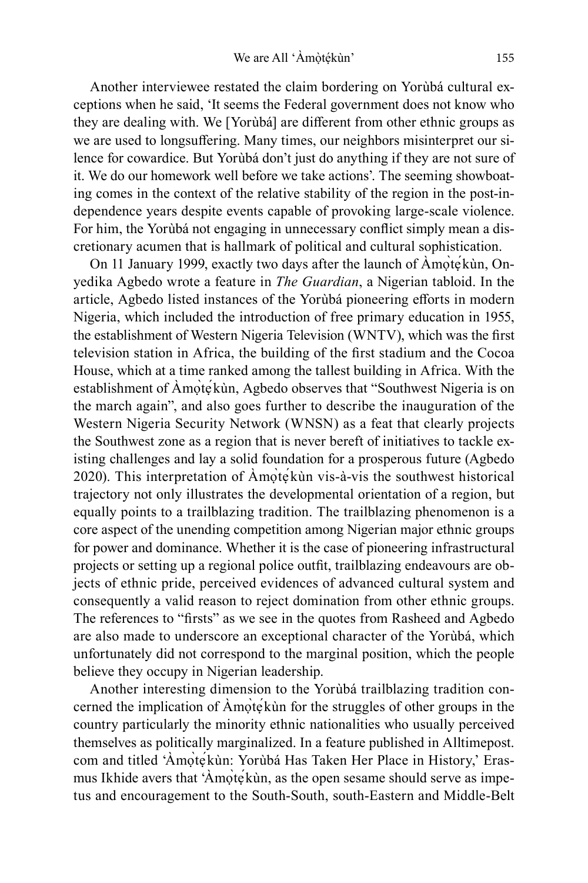Another interviewee restated the claim bordering on Yorùbá cultural exceptions when he said, 'It seems the Federal government does not know who they are dealing with. We [Yorùbá] are different from other ethnic groups as we are used to longsuffering. Many times, our neighbors misinterpret our silence for cowardice. But Yorùbá don't just do anything if they are not sure of it. We do our homework well before we take actions'. The seeming showboating comes in the context of the relative stability of the region in the post-independence years despite events capable of provoking large-scale violence. For him, the Yorùbá not engaging in unnecessary conflict simply mean a discretionary acumen that is hallmark of political and cultural sophistication.

On 11 January 1999, exactly two days after the launch of Àmọ̀tẹ́kùn, Onyedika Agbedo wrote a feature in *The Guardian*, a Nigerian tabloid. In the article, Agbedo listed instances of the Yorùbá pioneering efforts in modern Nigeria, which included the introduction of free primary education in 1955, the establishment of Western Nigeria Television (WNTV), which was the first television station in Africa, the building of the first stadium and the Cocoa House, which at a time ranked among the tallest building in Africa. With the establishment of Àmọ̀tẹ́kùn, Agbedo observes that "Southwest Nigeria is on the march again", and also goes further to describe the inauguration of the Western Nigeria Security Network (WNSN) as a feat that clearly projects the Southwest zone as a region that is never bereft of initiatives to tackle existing challenges and lay a solid foundation for a prosperous future (Agbedo 2020). This interpretation of Àmọ̀tẹ́kùn vis-à-vis the southwest historical trajectory not only illustrates the developmental orientation of a region, but equally points to a trailblazing tradition. The trailblazing phenomenon is a core aspect of the unending competition among Nigerian major ethnic groups for power and dominance. Whether it is the case of pioneering infrastructural projects or setting up a regional police outfit, trailblazing endeavours are objects of ethnic pride, perceived evidences of advanced cultural system and consequently a valid reason to reject domination from other ethnic groups. The references to "firsts" as we see in the quotes from Rasheed and Agbedo are also made to underscore an exceptional character of the Yorùbá, which unfortunately did not correspond to the marginal position, which the people believe they occupy in Nigerian leadership.

Another interesting dimension to the Yorùbá trailblazing tradition concerned the implication of Àmọ̀tẹ́kùn for the struggles of other groups in the country particularly the minority ethnic nationalities who usually perceived themselves as politically marginalized. In a feature published in Alltimepost.com and titled 'Àmọ̀tẹ́kùn: Yorùbá Has Taken Her Place in History,' Erasmus Ikhide avers that 'Àmọ̀tẹ́kùn, as the open sesame should serve as impetus and encouragement to the South-South, south-Eastern and Middle-Belt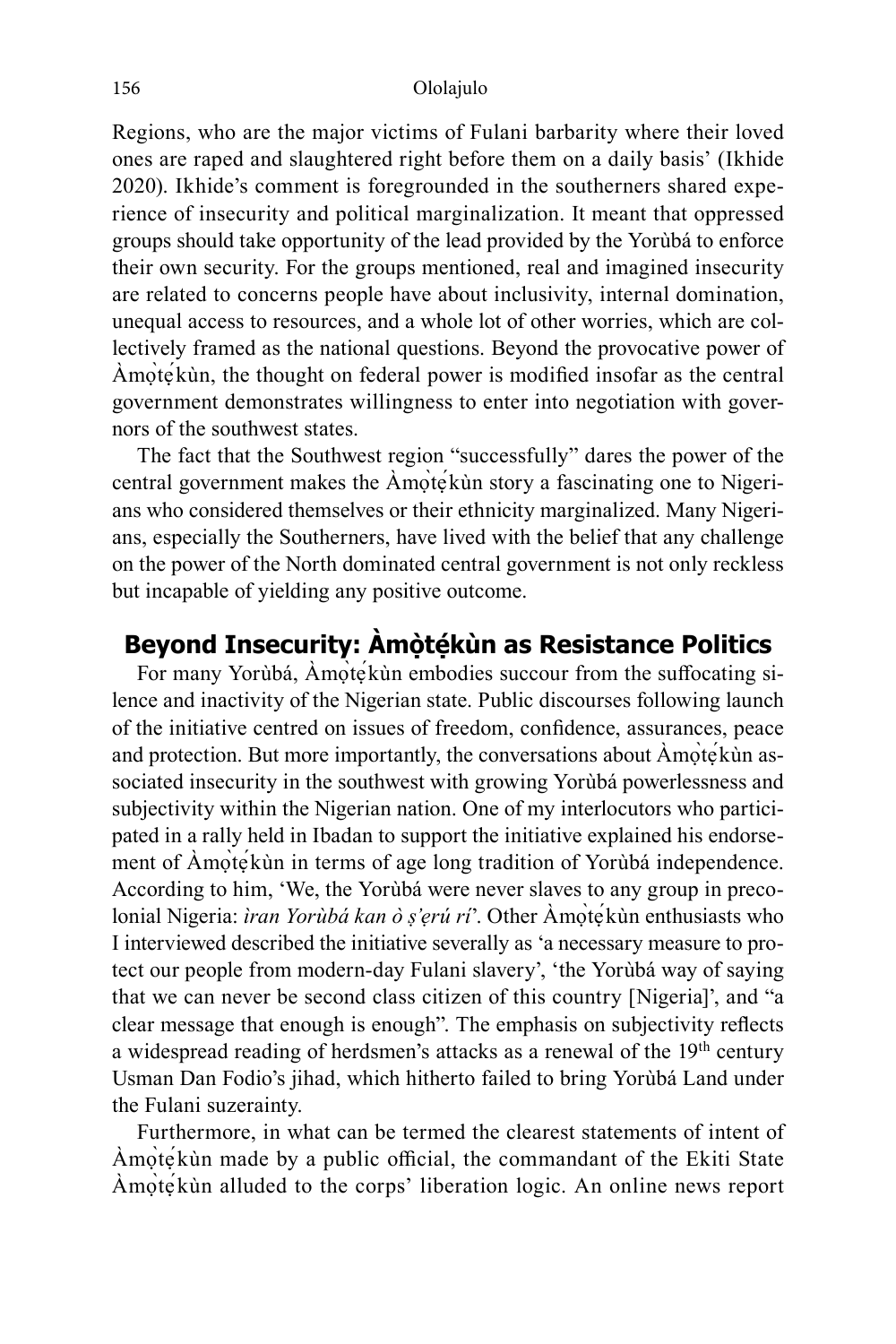Regions, who are the major victims of Fulani barbarity where their loved ones are raped and slaughtered right before them on a daily basis' (Ikhide 2020). Ikhide's comment is foregrounded in the southerners shared experience of insecurity and political marginalization. It meant that oppressed groups should take opportunity of the lead provided by the Yorùbá to enforce their own security. For the groups mentioned, real and imagined insecurity are related to concerns people have about inclusivity, internal domination, unequal access to resources, and a whole lot of other worries, which are collectively framed as the national questions. Beyond the provocative power of Àmọ̀tẹ́kùn, the thought on federal power is modified insofar as the central government demonstrates willingness to enter into negotiation with governors of the southwest states.

The fact that the Southwest region "successfully" dares the power of the central government makes the Àmọ̀tẹ́kùn story a fascinating one to Nigerians who considered themselves or their ethnicity marginalized. Many Nigerians, especially the Southerners, have lived with the belief that any challenge on the power of the North dominated central government is not only reckless but incapable of yielding any positive outcome.

## Beyond Insecurity: Àmọ̀tẹ́kùn as Resistance Politics

For many Yorùbá, Àmọ̀tẹ́kùn embodies succour from the suffocating silence and inactivity of the Nigerian state. Public discourses following launch of the initiative centred on issues of freedom, confidence, assurances, peace and protection. But more importantly, the conversations about Àmọ̀tẹ́kùn associated insecurity in the southwest with growing Yorùbá powerlessness and subjectivity within the Nigerian nation. One of my interlocutors who participated in a rally held in Ibadan to support the initiative explained his endorsement of Àmọ̀tẹ́kùn in terms of age long tradition of Yorùbá independence. According to him, 'We, the Yorùbá were never slaves to any group in precolonial Nigeria: *ìran Yorùbá kan ò ṣ'ẹrú rí*'. Other Àmọ̀tẹ́kùn enthusiasts who I interviewed described the initiative severally as 'a necessary measure to protect our people from modern-day Fulani slavery', 'the Yorùbá way of saying that we can never be second class citizen of this country [Nigeria]', and "a clear message that enough is enough". The emphasis on subjectivity reflects a widespread reading of herdsmen's attacks as a renewal of the 19th century Usman Dan Fodio's jihad, which hitherto failed to bring Yorùbá Land under the Fulani suzerainty.

Furthermore, in what can be termed the clearest statements of intent of Àmọ̀tẹ́kùn made by a public official, the commandant of the Ekiti State Àmọ̀tẹ́kùn alluded to the corps' liberation logic. An online news report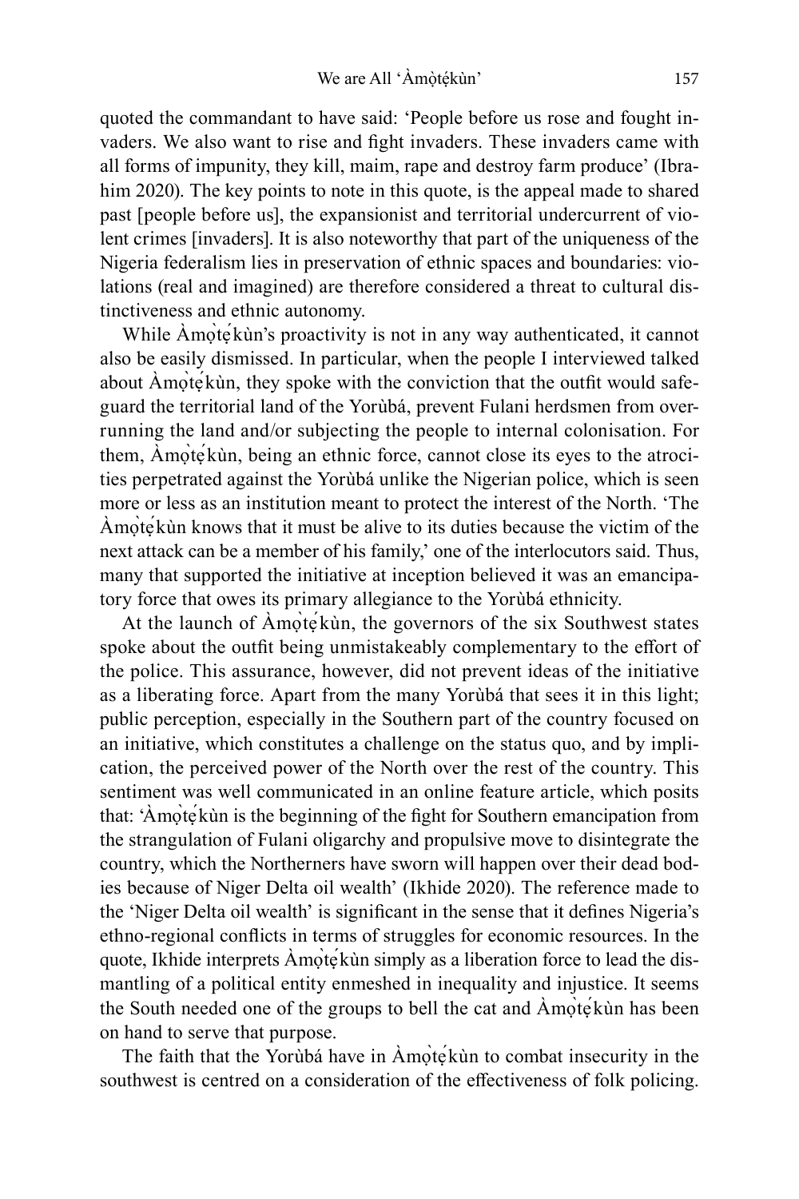quoted the commandant to have said: 'People before us rose and fought invaders. We also want to rise and fight invaders. These invaders came with all forms of impunity, they kill, maim, rape and destroy farm produce' (Ibrahim 2020). The key points to note in this quote, is the appeal made to shared past [people before us], the expansionist and territorial undercurrent of violent crimes [invaders]. It is also noteworthy that part of the uniqueness of the Nigeria federalism lies in preservation of ethnic spaces and boundaries: violations (real and imagined) are therefore considered a threat to cultural distinctiveness and ethnic autonomy.

While Àmọ̀tẹ́kùn's proactivity is not in any way authenticated, it cannot also be easily dismissed. In particular, when the people I interviewed talked about Àmọ̀tẹ́kùn, they spoke with the conviction that the outfit would safeguard the territorial land of the Yorùbá, prevent Fulani herdsmen from overrunning the land and/or subjecting the people to internal colonisation. For them, Àmọ̀tẹ́kùn, being an ethnic force, cannot close its eyes to the atrocities perpetrated against the Yorùbá unlike the Nigerian police, which is seen more or less as an institution meant to protect the interest of the North. 'The Àmọ̀tẹ́kùn knows that it must be alive to its duties because the victim of the next attack can be a member of his family,' one of the interlocutors said. Thus, many that supported the initiative at inception believed it was an emancipatory force that owes its primary allegiance to the Yorùbá ethnicity.

At the launch of Àmọ̀tẹ́kùn, the governors of the six Southwest states spoke about the outfit being unmistakeably complementary to the effort of the police. This assurance, however, did not prevent ideas of the initiative as a liberating force. Apart from the many Yorùbá that sees it in this light; public perception, especially in the Southern part of the country focused on an initiative, which constitutes a challenge on the status quo, and by implication, the perceived power of the North over the rest of the country. This sentiment was well communicated in an online feature article, which posits that: 'Àmọ̀tẹ́kùn is the beginning of the fight for Southern emancipation from the strangulation of Fulani oligarchy and propulsive move to disintegrate the country, which the Northerners have sworn will happen over their dead bodies because of Niger Delta oil wealth' (Ikhide 2020). The reference made to the 'Niger Delta oil wealth' is significant in the sense that it defines Nigeria's ethno-regional conflicts in terms of struggles for economic resources. In the quote, Ikhide interprets Àmọ̀tẹ́kùn simply as a liberation force to lead the dismantling of a political entity enmeshed in inequality and injustice. It seems the South needed one of the groups to bell the cat and Àmọ̀tẹ́kùn has been on hand to serve that purpose.

The faith that the Yorùbá have in Àmọ̀tẹ́kùn to combat insecurity in the southwest is centred on a consideration of the effectiveness of folk policing.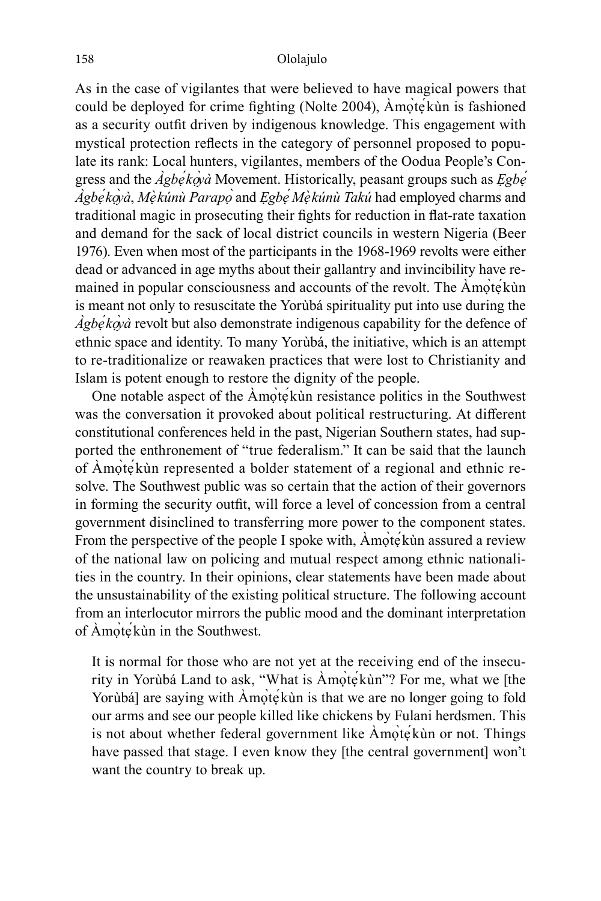As in the case of vigilantes that were believed to have magical powers that could be deployed for crime fighting (Nolte 2004), Àmọ̀tẹ́kùn is fashioned as a security outfit driven by indigenous knowledge. This engagement with mystical protection reflects in the category of personnel proposed to populate its rank: Local hunters, vigilantes, members of the Oodua People's Congress and the *Àgbẹ́kọ̀yà* Movement. Historically, peasant groups such as *Ẹgbẹ́ Àgbẹ́kọ̀yà*, *Mẹ̀kúnù Parapọ̀* and *Ẹgbẹ́ Mẹ̀kúnù Takú* had employed charms and traditional magic in prosecuting their fights for reduction in flat-rate taxation and demand for the sack of local district councils in western Nigeria (Beer 1976). Even when most of the participants in the 1968-1969 revolts were either dead or advanced in age myths about their gallantry and invincibility have remained in popular consciousness and accounts of the revolt. The Àmọ̀tẹ́kùn is meant not only to resuscitate the Yorùbá spirituality put into use during the *Àgbẹ́kọ̀yà* revolt but also demonstrate indigenous capability for the defence of ethnic space and identity. To many Yorùbá, the initiative, which is an attempt to re-traditionalize or reawaken practices that were lost to Christianity and Islam is potent enough to restore the dignity of the people.

One notable aspect of the Àmọ̀tẹ́kùn resistance politics in the Southwest was the conversation it provoked about political restructuring. At different constitutional conferences held in the past, Nigerian Southern states, had supported the enthronement of "true federalism." It can be said that the launch of Àmọ̀tẹ́kùn represented a bolder statement of a regional and ethnic resolve. The Southwest public was so certain that the action of their governors in forming the security outfit, will force a level of concession from a central government disinclined to transferring more power to the component states. From the perspective of the people I spoke with, Àmọ̀tẹ́kùn assured a review of the national law on policing and mutual respect among ethnic nationalities in the country. In their opinions, clear statements have been made about the unsustainability of the existing political structure. The following account from an interlocutor mirrors the public mood and the dominant interpretation of Àmọ̀tẹ́kùn in the Southwest.

> It is normal for those who are not yet at the receiving end of the insecurity in Yorùbá Land to ask, "What is Àmọ̀tẹ́kùn"? For me, what we [the Yorùbá] are saying with Àmọ̀tẹ́kùn is that we are no longer going to fold our arms and see our people killed like chickens by Fulani herdsmen. This is not about whether federal government like Àmọ̀tẹ́kùn or not. Things have passed that stage. I even know they [the central government] won't want the country to break up.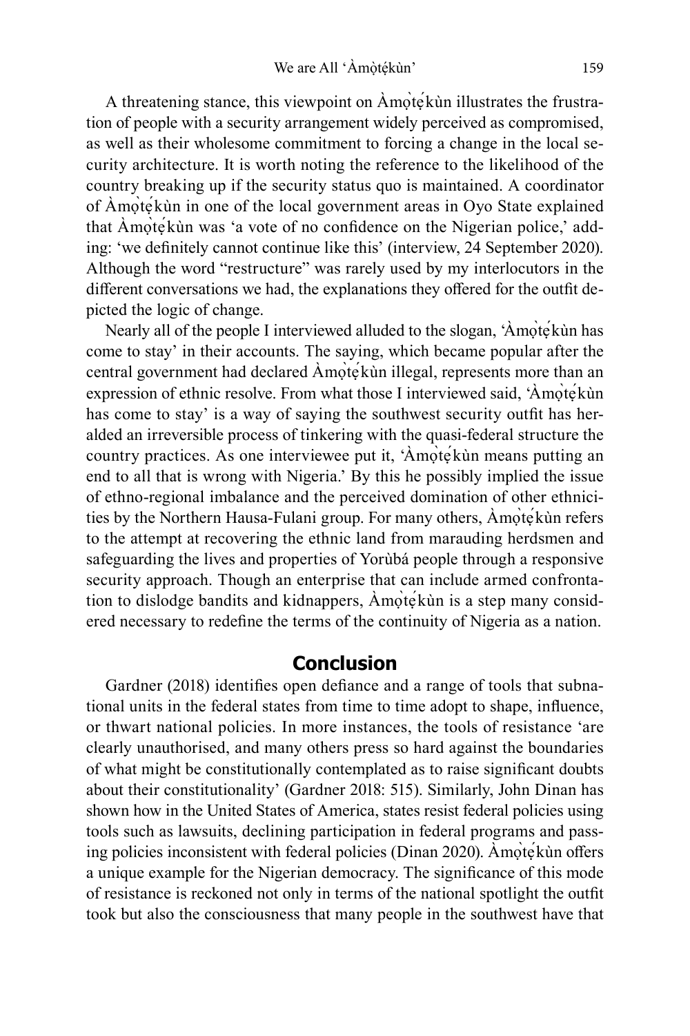A threatening stance, this viewpoint on Àmọ̀tẹ́kùn illustrates the frustration of people with a security arrangement widely perceived as compromised, as well as their wholesome commitment to forcing a change in the local security architecture. It is worth noting the reference to the likelihood of the country breaking up if the security status quo is maintained. A coordinator of Àmọ̀tẹ́kùn in one of the local government areas in Oyo State explained that Àmọ̀tẹ́kùn was 'a vote of no confidence on the Nigerian police,' adding: 'we definitely cannot continue like this' (interview, 24 September 2020). Although the word "restructure" was rarely used by my interlocutors in the different conversations we had, the explanations they offered for the outfit depicted the logic of change.

Nearly all of the people I interviewed alluded to the slogan, 'Àmọ̀tẹ́kùn has come to stay' in their accounts. The saying, which became popular after the central government had declared Àmọ̀tẹ́kùn illegal, represents more than an expression of ethnic resolve. From what those I interviewed said, 'Àmọ̀tẹ́kùn has come to stay' is a way of saying the southwest security outfit has heralded an irreversible process of tinkering with the quasi-federal structure the country practices. As one interviewee put it, 'Àmọ̀tẹ́kùn means putting an end to all that is wrong with Nigeria.' By this he possibly implied the issue of ethno-regional imbalance and the perceived domination of other ethnicities by the Northern Hausa-Fulani group. For many others, Àmọ̀tẹ́kùn refers to the attempt at recovering the ethnic land from marauding herdsmen and safeguarding the lives and properties of Yorùbá people through a responsive security approach. Though an enterprise that can include armed confrontation to dislodge bandits and kidnappers, Àmọ̀tẹ́kùn is a step many considered necessary to redefine the terms of the continuity of Nigeria as a nation.

## Conclusion

Gardner (2018) identifies open defiance and a range of tools that subnational units in the federal states from time to time adopt to shape, influence, or thwart national policies. In more instances, the tools of resistance 'are clearly unauthorised, and many others press so hard against the boundaries of what might be constitutionally contemplated as to raise significant doubts about their constitutionality' (Gardner 2018: 515). Similarly, John Dinan has shown how in the United States of America, states resist federal policies using tools such as lawsuits, declining participation in federal programs and passing policies inconsistent with federal policies (Dinan 2020). Àmọ̀tẹ́kùn offers a unique example for the Nigerian democracy. The significance of this mode of resistance is reckoned not only in terms of the national spotlight the outfit took but also the consciousness that many people in the southwest have that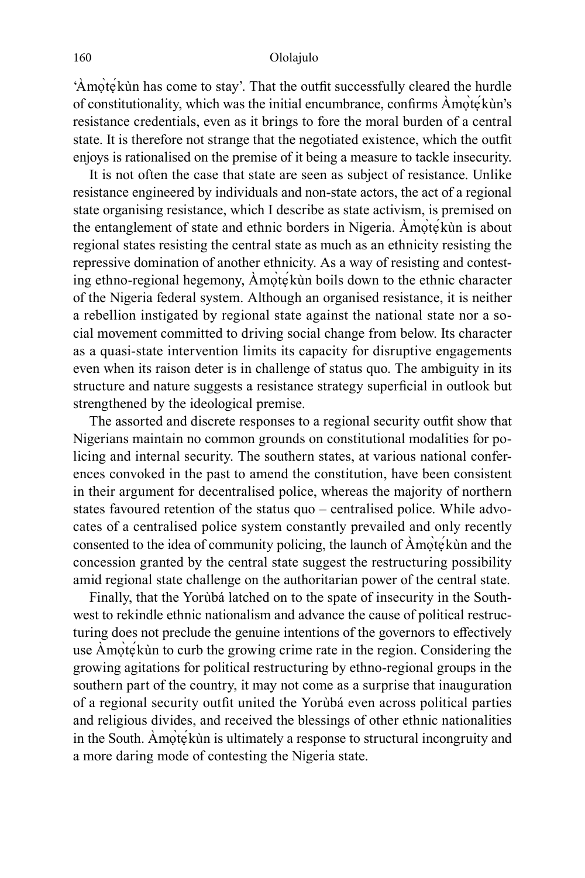'Àmọ̀tẹ́kùn has come to stay'. That the outfit successfully cleared the hurdle of constitutionality, which was the initial encumbrance, confirms Àmọ̀tẹ́kùn's resistance credentials, even as it brings to fore the moral burden of a central state. It is therefore not strange that the negotiated existence, which the outfit enjoys is rationalised on the premise of it being a measure to tackle insecurity.

It is not often the case that state are seen as subject of resistance. Unlike resistance engineered by individuals and non-state actors, the act of a regional state organising resistance, which I describe as state activism, is premised on the entanglement of state and ethnic borders in Nigeria. Àmọ̀tẹ́kùn is about regional states resisting the central state as much as an ethnicity resisting the repressive domination of another ethnicity. As a way of resisting and contesting ethno-regional hegemony, Àmọ̀tẹ́kùn boils down to the ethnic character of the Nigeria federal system. Although an organised resistance, it is neither a rebellion instigated by regional state against the national state nor a social movement committed to driving social change from below. Its character as a quasi-state intervention limits its capacity for disruptive engagements even when its raison deter is in challenge of status quo. The ambiguity in its structure and nature suggests a resistance strategy superficial in outlook but strengthened by the ideological premise.

The assorted and discrete responses to a regional security outfit show that Nigerians maintain no common grounds on constitutional modalities for policing and internal security. The southern states, at various national conferences convoked in the past to amend the constitution, have been consistent in their argument for decentralised police, whereas the majority of northern states favoured retention of the status quo – centralised police. While advocates of a centralised police system constantly prevailed and only recently consented to the idea of community policing, the launch of Àmọ̀tẹ́kùn and the concession granted by the central state suggest the restructuring possibility amid regional state challenge on the authoritarian power of the central state.

Finally, that the Yorùbá latched on to the spate of insecurity in the Southwest to rekindle ethnic nationalism and advance the cause of political restructuring does not preclude the genuine intentions of the governors to effectively use Àmọ̀tẹ́kùn to curb the growing crime rate in the region. Considering the growing agitations for political restructuring by ethno-regional groups in the southern part of the country, it may not come as a surprise that inauguration of a regional security outfit united the Yorùbá even across political parties and religious divides, and received the blessings of other ethnic nationalities in the South. Àmọ̀tẹ́kùn is ultimately a response to structural incongruity and a more daring mode of contesting the Nigeria state.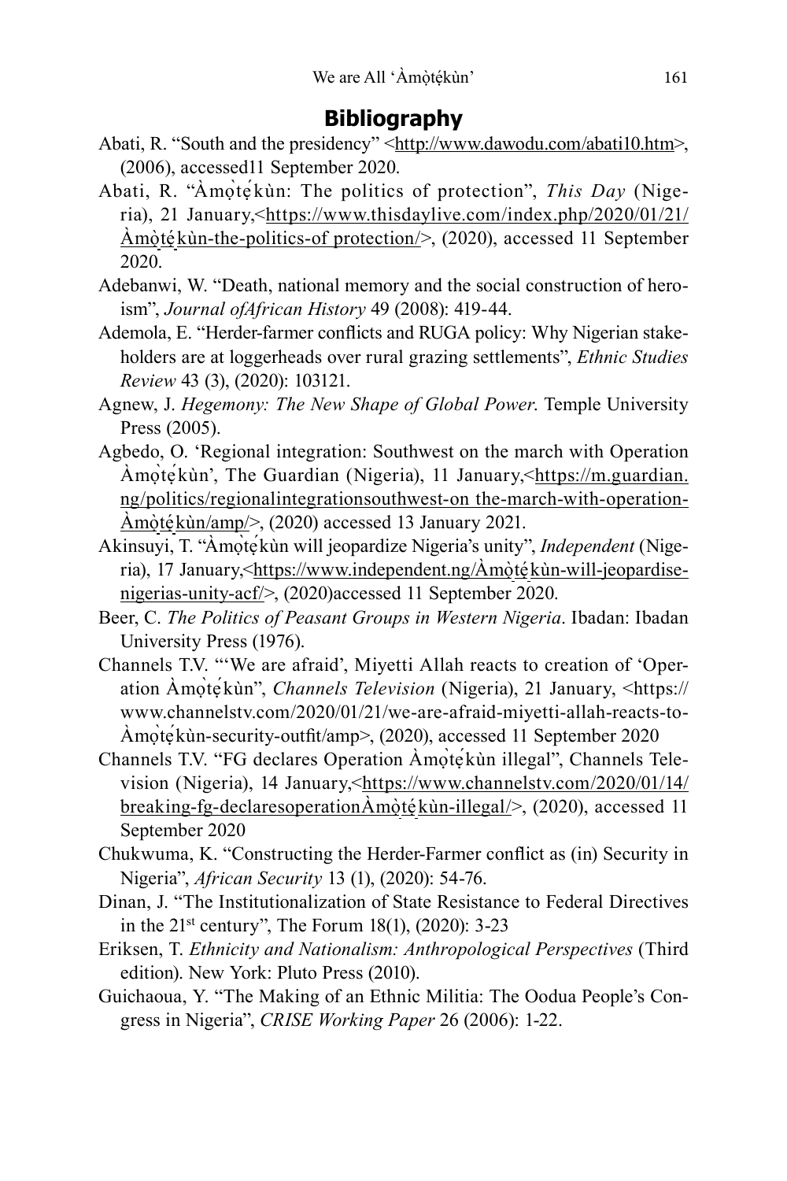## Bibliography

Abati, R. "South and the presidency" <http://www.dawodu.com/abati10.htm>, (2006), accessed11 September 2020.

Abati, R. "Àmọ̀tẹ́kùn: The politics of protection", *This Day* (Nigeria), 21 January,<https://www.thisdaylive.com/index.php/2020/01/21/Àmọ̀tẹ́kùn-the-politics-of protection/>, (2020), accessed 11 September 2020.

Adebanwi, W. "Death, national memory and the social construction of heroism", *Journal ofAfrican History* 49 (2008): 419-44.

Ademola, E. "Herder-farmer conflicts and RUGA policy: Why Nigerian stakeholders are at loggerheads over rural grazing settlements", *Ethnic Studies Review* 43 (3), (2020): 103121.

Agnew, J. *Hegemony: The New Shape of Global Power*. Temple University Press (2005).

Agbedo, O. 'Regional integration: Southwest on the march with Operation Àmọ̀tẹ́kùn', The Guardian (Nigeria), 11 January,<https://m.guardian.ng/politics/regionalintegrationsouthwest-on the-march-with-operation-Àmọ̀tẹ́kùn/amp/>, (2020) accessed 13 January 2021.

Akinsuyi, T. "Àmọ̀tẹ́kùn will jeopardize Nigeria's unity", *Independent* (Nigeria), 17 January,<https://www.independent.ng/Àmọ̀tẹ́kùn-will-jeopardise-nigerias-unity-acf/>, (2020)accessed 11 September 2020.

Beer, C. *The Politics of Peasant Groups in Western Nigeria*. Ibadan: Ibadan University Press (1976).

Channels T.V. "'We are afraid', Miyetti Allah reacts to creation of 'Operation Àmọ̀tẹ́kùn", *Channels Television* (Nigeria), 21 January, <https://www.channelstv.com/2020/01/21/we-are-afraid-miyetti-allah-reacts-to-Àmọ̀tẹ́kùn-security-outfit/amp>, (2020), accessed 11 September 2020

Channels T.V. "FG declares Operation Àmọ̀tẹ́kùn illegal", Channels Television (Nigeria), 14 January,<https://www.channelstv.com/2020/01/14/breaking-fg-declaresoperationÀmọ̀tẹ́kùn-illegal/>, (2020), accessed 11 September 2020

Chukwuma, K. "Constructing the Herder-Farmer conflict as (in) Security in Nigeria", *African Security* 13 (1), (2020): 54-76.

Dinan, J. "The Institutionalization of State Resistance to Federal Directives in the 21st century", The Forum 18(1), (2020): 3-23

Eriksen, T. *Ethnicity and Nationalism: Anthropological Perspectives* (Third edition). New York: Pluto Press (2010).

Guichaoua, Y. "The Making of an Ethnic Militia: The Oodua People's Congress in Nigeria", *CRISE Working Paper* 26 (2006): 1-22.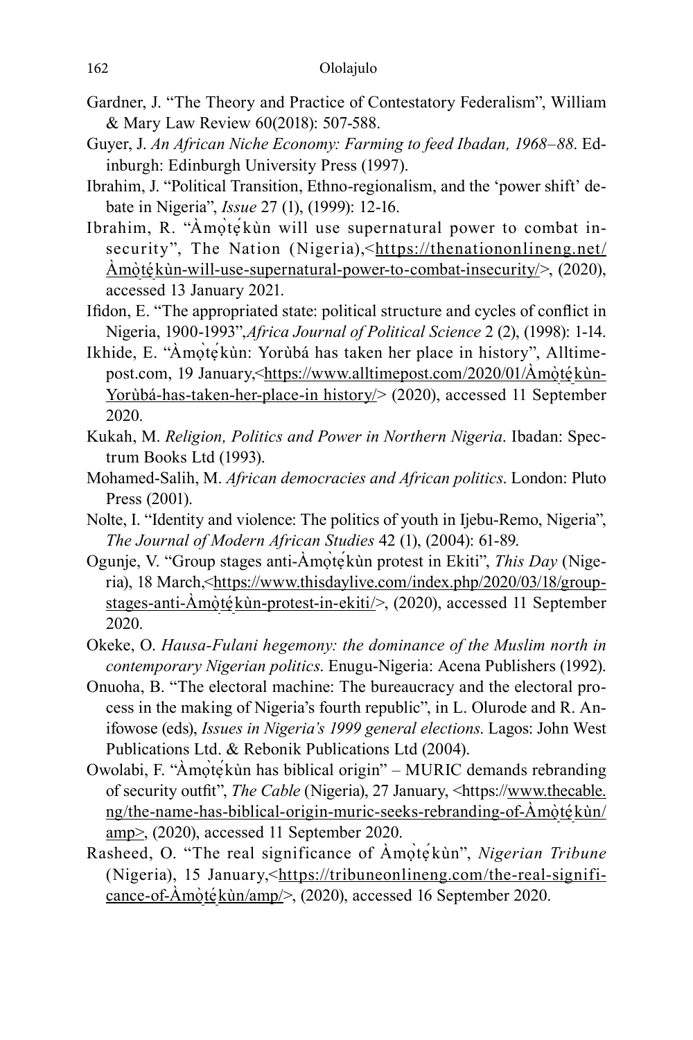Gardner, J. "The Theory and Practice of Contestatory Federalism", William & Mary Law Review 60(2018): 507-588.

Guyer, J. *An African Niche Economy: Farming to feed Ibadan, 1968–88*. Edinburgh: Edinburgh University Press (1997).

Ibrahim, J. "Political Transition, Ethno-regionalism, and the 'power shift' debate in Nigeria", *Issue* 27 (1), (1999): 12-16.

Ibrahim, R. "Àmọ̀tẹ́kùn will use supernatural power to combat insecurity", The Nation (Nigeria),<https://thenationonlineng.net/Àmọ̀tẹ́kùn-will-use-supernatural-power-to-combat-insecurity/>, (2020), accessed 13 January 2021.

Ifidon, E. "The appropriated state: political structure and cycles of conflict in Nigeria, 1900-1993",*Africa Journal of Political Science* 2 (2), (1998): 1-14.

Ikhide, E. "Àmọ̀tẹ́kùn: Yorùbá has taken her place in history", Alltimepost.com, 19 January,<https://www.alltimepost.com/2020/01/Àmọ̀tẹ́kùn-Yorùbá-has-taken-her-place-in history/> (2020), accessed 11 September 2020.

Kukah, M. *Religion, Politics and Power in Northern Nigeria*. Ibadan: Spectrum Books Ltd (1993).

Mohamed-Salih, M. *African democracies and African politics*. London: Pluto Press (2001).

Nolte, I. "Identity and violence: The politics of youth in Ijebu-Remo, Nigeria", *The Journal of Modern African Studies* 42 (1), (2004): 61-89.

Ogunje, V. "Group stages anti-Àmọ̀tẹ́kùn protest in Ekiti", *This Day* (Nigeria), 18 March,<https://www.thisdaylive.com/index.php/2020/03/18/group-stages-anti-Àmọ̀tẹ́kùn-protest-in-ekiti/>, (2020), accessed 11 September 2020.

Okeke, O. *Hausa-Fulani hegemony: the dominance of the Muslim north in contemporary Nigerian politics*. Enugu-Nigeria: Acena Publishers (1992).

Onuoha, B. "The electoral machine: The bureaucracy and the electoral process in the making of Nigeria's fourth republic", in L. Olurode and R. Anifowose (eds), *Issues in Nigeria's 1999 general elections*. Lagos: John West Publications Ltd. & Rebonik Publications Ltd (2004).

Owolabi, F. "Àmọ̀tẹ́kùn has biblical origin" – MURIC demands rebranding of security outfit", *The Cable* (Nigeria), 27 January, <https://www.thecable.ng/the-name-has-biblical-origin-muric-seeks-rebranding-of-Àmọ̀tẹ́kùn/amp>, (2020), accessed 11 September 2020.

Rasheed, O. "The real significance of Àmọ̀tẹ́kùn", *Nigerian Tribune* (Nigeria), 15 January,<https://tribuneonlineng.com/the-real-significance-of-Àmọ̀tẹ́kùn/amp/>, (2020), accessed 16 September 2020.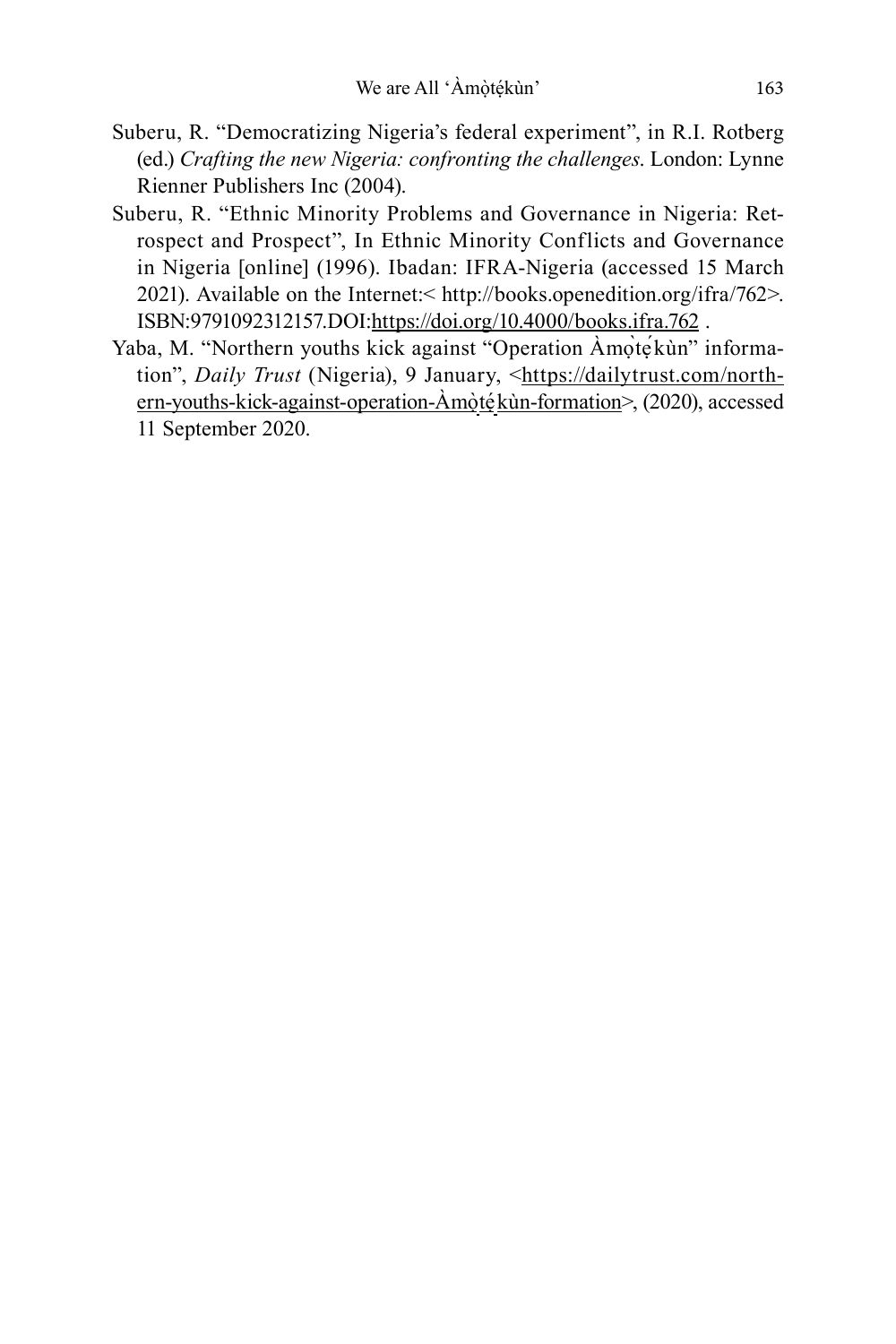Suberu, R. "Democratizing Nigeria's federal experiment", in R.I. Rotberg (ed.) *Crafting the new Nigeria: confronting the challenges*. London: Lynne Rienner Publishers Inc (2004).

Suberu, R. "Ethnic Minority Problems and Governance in Nigeria: Retrospect and Prospect", In Ethnic Minority Conflicts and Governance in Nigeria [online] (1996). Ibadan: IFRA-Nigeria (accessed 15 March 2021). Available on the Internet:< http://books.openedition.org/ifra/762>. ISBN:9791092312157.DOI:https://doi.org/10.4000/books.ifra.762 .

Yaba, M. "Northern youths kick against "Operation Àmọ̀tẹ́kùn" information", *Daily Trust* (Nigeria), 9 January, <https://dailytrust.com/northern-youths-kick-against-operation-Àmọ̀tẹ́kùn-formation>, (2020), accessed 11 September 2020.